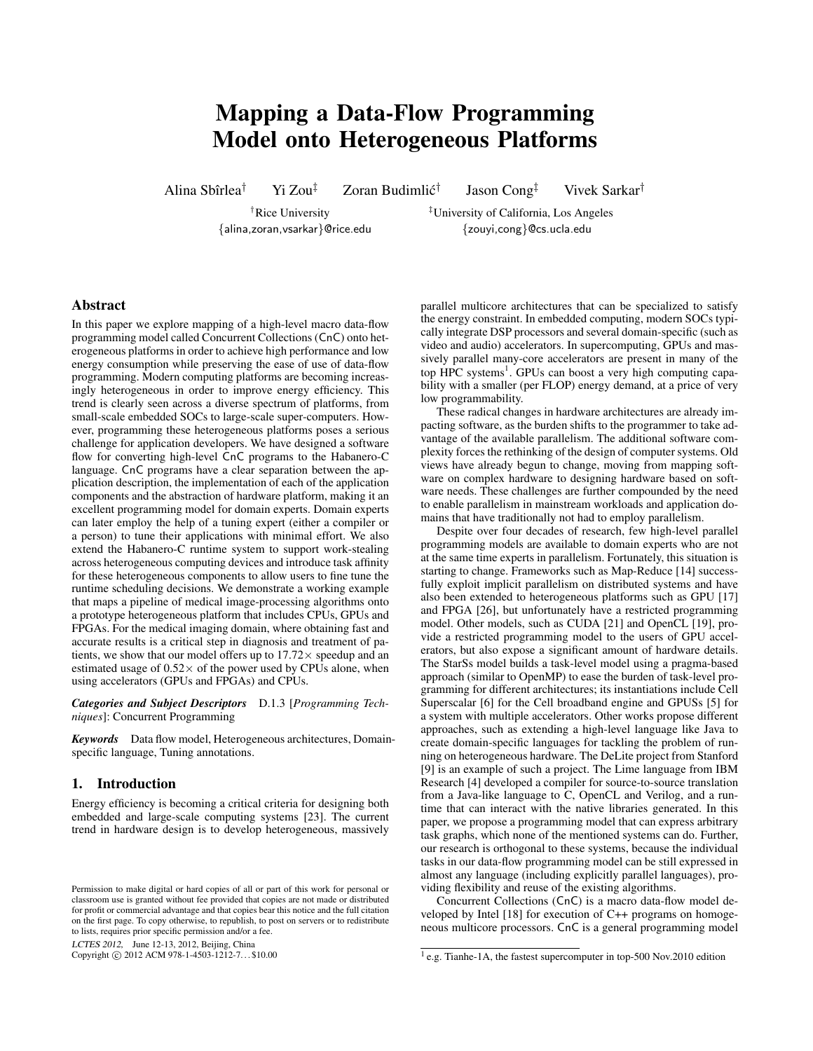# Mapping a Data-Flow Programming Model onto Heterogeneous Platforms

Alina Sbîrlea[†] Yi Zou[‡] Zoran Budimlić[†] Jason Cong[‡] Vivek Sarkar[†]

[†]Rice University
{alina,zoran,vsarkar}@rice.edu

[‡]University of California, Los Angeles
{zouyi,cong}@cs.ucla.edu

## Abstract

In this paper we explore mapping of a high-level macro data-flow programming model called Concurrent Collections (CnC) onto heterogeneous platforms in order to achieve high performance and low energy consumption while preserving the ease of use of data-flow programming. Modern computing platforms are becoming increasingly heterogeneous in order to improve energy efficiency. This trend is clearly seen across a diverse spectrum of platforms, from small-scale embedded SOCs to large-scale super-computers. However, programming these heterogeneous platforms poses a serious challenge for application developers. We have designed a software flow for converting high-level CnC programs to the Habanero-C language. CnC programs have a clear separation between the application description, the implementation of each of the application components and the abstraction of hardware platform, making it an excellent programming model for domain experts. Domain experts can later employ the help of a tuning expert (either a compiler or a person) to tune their applications with minimal effort. We also extend the Habanero-C runtime system to support work-stealing across heterogeneous computing devices and introduce task affinity for these heterogeneous components to allow users to fine tune the runtime scheduling decisions. We demonstrate a working example that maps a pipeline of medical image-processing algorithms onto a prototype heterogeneous platform that includes CPUs, GPUs and FPGAs. For the medical imaging domain, where obtaining fast and accurate results is a critical step in diagnosis and treatment of patients, we show that our model offers up to $17.72\times$ speedup and an estimated usage of $0.52\times$ of the power used by CPUs alone, when using accelerators (GPUs and FPGAs) and CPUs.

***Categories and Subject Descriptors*** D.1.3 [*Programming Techniques*]: Concurrent Programming

***Keywords*** Data flow model, Heterogeneous architectures, Domain-specific language, Tuning annotations.

## 1. Introduction

Energy efficiency is becoming a critical criteria for designing both embedded and large-scale computing systems [23]. The current trend in hardware design is to develop heterogeneous, massively parallel multicore architectures that can be specialized to satisfy the energy constraint. In embedded computing, modern SOCs typically integrate DSP processors and several domain-specific (such as video and audio) accelerators. In supercomputing, GPUs and massively parallel many-core accelerators are present in many of the top HPC systems[1]. GPUs can boost a very high computing capability with a smaller (per FLOP) energy demand, at a price of very low programmability.

These radical changes in hardware architectures are already impacting software, as the burden shifts to the programmer to take advantage of the available parallelism. The additional software complexity forces the rethinking of the design of computer systems. Old views have already begun to change, moving from mapping software on complex hardware to designing hardware based on software needs. These challenges are further compounded by the need to enable parallelism in mainstream workloads and application domains that have traditionally not had to employ parallelism.

Despite over four decades of research, few high-level parallel programming models are available to domain experts who are not at the same time experts in parallelism. Fortunately, this situation is starting to change. Frameworks such as Map-Reduce [14] successfully exploit implicit parallelism on distributed systems and have also been extended to heterogeneous platforms such as GPU [17] and FPGA [26], but unfortunately have a restricted programming model. Other models, such as CUDA [21] and OpenCL [19], provide a restricted programming model to the users of GPU accelerators, but also expose a significant amount of hardware details. The StarSs model builds a task-level model using a pragma-based approach (similar to OpenMP) to ease the burden of task-level programming for different architectures; its instantiations include Cell Superscalar [6] for the Cell broadband engine and GPUSs [5] for a system with multiple accelerators. Other works propose different approaches, such as extending a high-level language like Java to create domain-specific languages for tackling the problem of running on heterogeneous hardware. The DeLite project from Stanford [9] is an example of such a project. The Lime language from IBM Research [4] developed a compiler for source-to-source translation from a Java-like language to C, OpenCL and Verilog, and a runtime that can interact with the native libraries generated. In this paper, we propose a programming model that can express arbitrary task graphs, which none of the mentioned systems can do. Further, our research is orthogonal to these systems, because the individual tasks in our data-flow programming model can be still expressed in almost any language (including explicitly parallel languages), providing flexibility and reuse of the existing algorithms.

Concurrent Collections (CnC) is a macro data-flow model developed by Intel [18] for execution of C++ programs on homogeneous multicore processors. CnC is a general programming model

[1] e.g. Tianhe-1A, the fastest supercomputer in top-500 Nov.2010 edition

Permission to make digital or hard copies of all or part of this work for personal or classroom use is granted without fee provided that copies are not made or distributed for profit or commercial advantage and that copies bear this notice and the full citation on the first page. To copy otherwise, to republish, to post on servers or to redistribute to lists, requires prior specific permission and/or a fee.

*LCTES 2012*, June 12-13, 2012, Beijing, China
Copyright © 2012 ACM 978-1-4503-1212-7. . . $10.00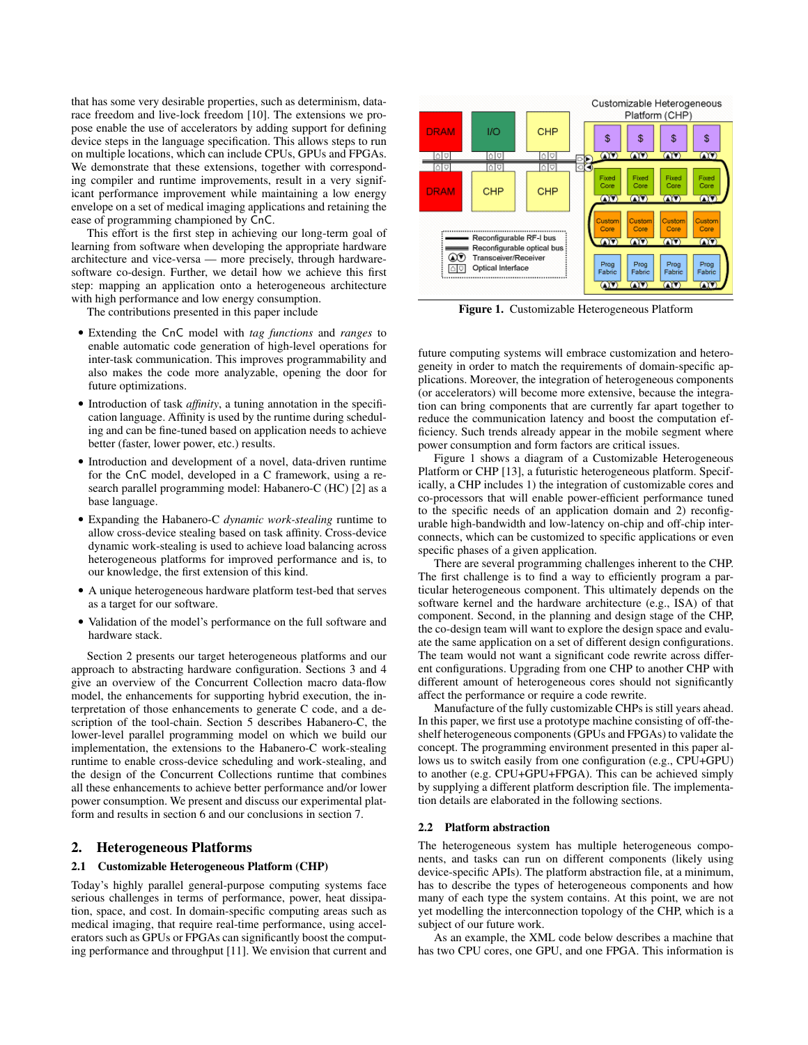that has some very desirable properties, such as determinism, data-race freedom and live-lock freedom [10]. The extensions we propose enable the use of accelerators by adding support for defining device steps in the language specification. This allows steps to run on multiple locations, which can include CPUs, GPUs and FPGAs. We demonstrate that these extensions, together with corresponding compiler and runtime improvements, result in a very significant performance improvement while maintaining a low energy envelope on a set of medical imaging applications and retaining the ease of programming championed by CnC.

This effort is the first step in achieving our long-term goal of learning from software when developing the appropriate hardware architecture and vice-versa — more precisely, through hardware-software co-design. Further, we detail how we achieve this first step: mapping an application onto a heterogeneous architecture with high performance and low energy consumption.

The contributions presented in this paper include

- Extending the CnC model with *tag functions* and *ranges* to enable automatic code generation of high-level operations for inter-task communication. This improves programmability and also makes the code more analyzable, opening the door for future optimizations.
- Introduction of task *affinity*, a tuning annotation in the specification language. Affinity is used by the runtime during scheduling and can be fine-tuned based on application needs to achieve better (faster, lower power, etc.) results.
- Introduction and development of a novel, data-driven runtime for the CnC model, developed in a C framework, using a research parallel programming model: Habanero-C (HC) [2] as a base language.
- Expanding the Habanero-C *dynamic work-stealing* runtime to allow cross-device stealing based on task affinity. Cross-device dynamic work-stealing is used to achieve load balancing across heterogeneous platforms for improved performance and is, to our knowledge, the first extension of this kind.
- A unique heterogeneous hardware platform test-bed that serves as a target for our software.
- Validation of the model's performance on the full software and hardware stack.

Section 2 presents our target heterogeneous platforms and our approach to abstracting hardware configuration. Sections 3 and 4 give an overview of the Concurrent Collection macro data-flow model, the enhancements for supporting hybrid execution, the interpretation of those enhancements to generate C code, and a description of the tool-chain. Section 5 describes Habanero-C, the lower-level parallel programming model on which we build our implementation, the extensions to the Habanero-C work-stealing runtime to enable cross-device scheduling and work-stealing, and the design of the Concurrent Collections runtime that combines all these enhancements to achieve better performance and/or lower power consumption. We present and discuss our experimental platform and results in section 6 and our conclusions in section 7.

## 2. Heterogeneous Platforms

### 2.1 Customizable Heterogeneous Platform (CHP)

Today's highly parallel general-purpose computing systems face serious challenges in terms of performance, power, heat dissipation, space, and cost. In domain-specific computing areas such as medical imaging, that require real-time performance, using accelerators such as GPUs or FPGAs can significantly boost the computing performance and throughput [11]. We envision that current and future computing systems will embrace customization and heterogeneity in order to match the requirements of domain-specific applications. Moreover, the integration of heterogeneous components (or accelerators) will become more extensive, because the integration can bring components that are currently far apart together to reduce the communication latency and boost the computation efficiency. Such trends already appear in the mobile segment where power consumption and form factors are critical issues.

**Figure 1.** Customizable Heterogeneous Platform

Figure 1 shows a diagram of a Customizable Heterogeneous Platform or CHP [13], a futuristic heterogeneous platform. Specifically, a CHP includes 1) the integration of customizable cores and co-processors that will enable power-efficient performance tuned to the specific needs of an application domain and 2) reconfigurable high-bandwidth and low-latency on-chip and off-chip interconnects, which can be customized to specific applications or even specific phases of a given application.

There are several programming challenges inherent to the CHP. The first challenge is to find a way to efficiently program a particular heterogeneous component. This ultimately depends on the software kernel and the hardware architecture (e.g., ISA) of that component. Second, in the planning and design stage of the CHP, the co-design team will want to explore the design space and evaluate the same application on a set of different design configurations. The team would not want a significant code rewrite across different configurations. Upgrading from one CHP to another CHP with different amount of heterogeneous cores should not significantly affect the performance or require a code rewrite.

Manufacture of the fully customizable CHPs is still years ahead. In this paper, we first use a prototype machine consisting of off-the-shelf heterogeneous components (GPUs and FPGAs) to validate the concept. The programming environment presented in this paper allows us to switch easily from one configuration (e.g., CPU+GPU) to another (e.g. CPU+GPU+FPGA). This can be achieved simply by supplying a different platform description file. The implementation details are elaborated in the following sections.

### 2.2 Platform abstraction

The heterogeneous system has multiple heterogeneous components, and tasks can run on different components (likely using device-specific APIs). The platform abstraction file, at a minimum, has to describe the types of heterogeneous components and how many of each type the system contains. At this point, we are not yet modelling the interconnection topology of the CHP, which is a subject of our future work.

As an example, the XML code below describes a machine that has two CPU cores, one GPU, and one FPGA. This information is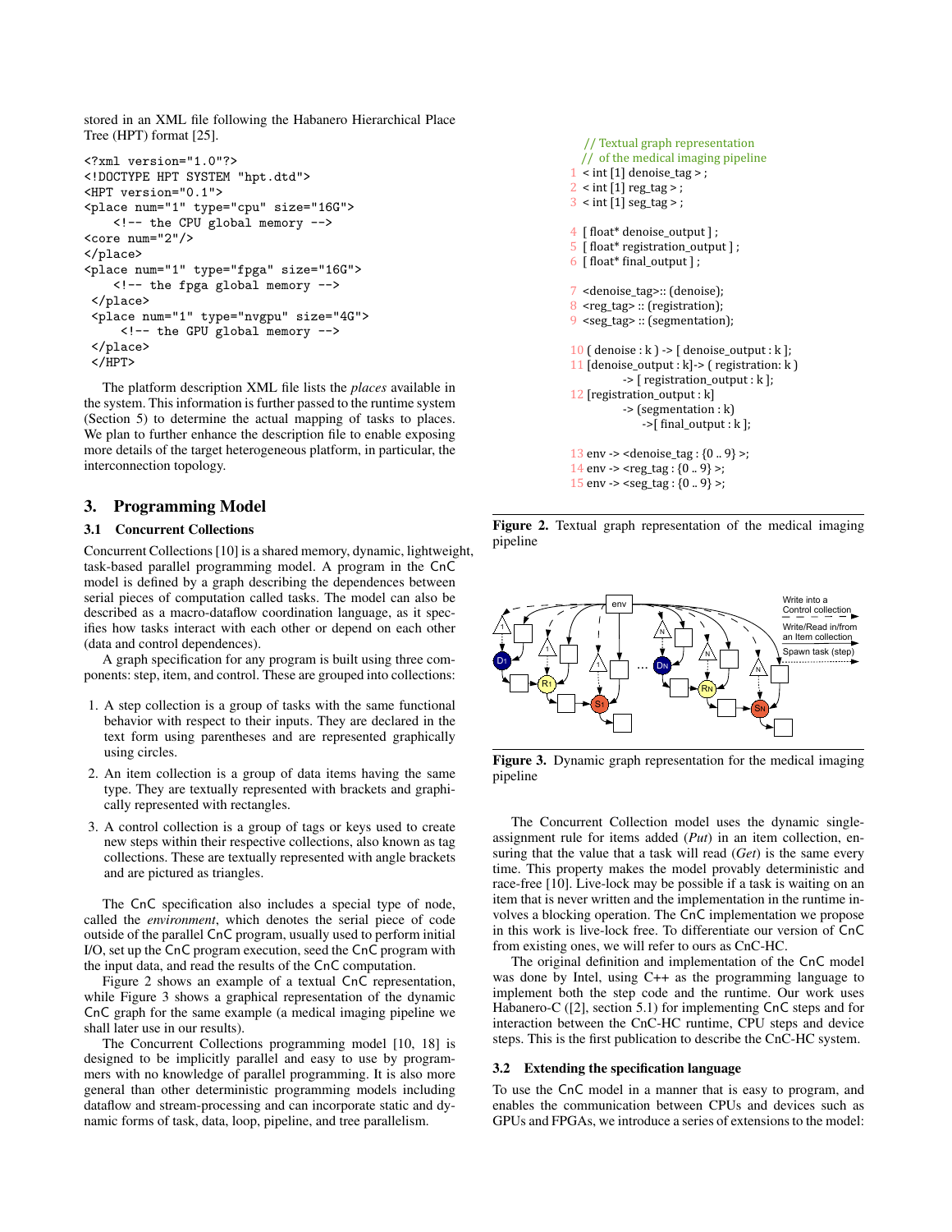stored in an XML file following the Habanero Hierarchical Place Tree (HPT) format [25].

```
<?xml version="1.0"?>
<!DOCTYPE HPT SYSTEM "hpt.dtd">
<HPT version="0.1">
<place num="1" type="cpu" size="16G">
    <!-- the CPU global memory -->
<core num="2"/>
</place>
<place num="1" type="fpga" size="16G">
    <!-- the fpga global memory -->
 </place>
 <place num="1" type="nvgpu" size="4G">
     <!-- the GPU global memory -->
 </place>
 </HPT>
```

The platform description XML file lists the *places* available in the system. This information is further passed to the runtime system (Section 5) to determine the actual mapping of tasks to places. We plan to further enhance the description file to enable exposing more details of the target heterogeneous platform, in particular, the interconnection topology.

## 3. Programming Model

### 3.1 Concurrent Collections

Concurrent Collections [10] is a shared memory, dynamic, lightweight, task-based parallel programming model. A program in the CnC model is defined by a graph describing the dependences between serial pieces of computation called tasks. The model can also be described as a macro-dataflow coordination language, as it specifies how tasks interact with each other or depend on each other (data and control dependences).

A graph specification for any program is built using three components: step, item, and control. These are grouped into collections:

1. A step collection is a group of tasks with the same functional behavior with respect to their inputs. They are declared in the text form using parentheses and are represented graphically using circles.
2. An item collection is a group of data items having the same type. They are textually represented with brackets and graphically represented with rectangles.
3. A control collection is a group of tags or keys used to create new steps within their respective collections, also known as tag collections. These are textually represented with angle brackets and are pictured as triangles.

The CnC specification also includes a special type of node, called the *environment*, which denotes the serial piece of code outside of the parallel CnC program, usually used to perform initial I/O, set up the CnC program execution, seed the CnC program with the input data, and read the results of the CnC computation.

Figure 2 shows an example of a textual CnC representation, while Figure 3 shows a graphical representation of the dynamic CnC graph for the same example (a medical imaging pipeline we shall later use in our results).

The Concurrent Collections programming model [10, 18] is designed to be implicitly parallel and easy to use by programmers with no knowledge of parallel programming. It is also more general than other deterministic programming models including dataflow and stream-processing and can incorporate static and dynamic forms of task, data, loop, pipeline, and tree parallelism.

```
   // Textual graph representation
   // of the medical imaging pipeline
1  < int [1] denoise_tag > ;
2  < int [1] reg_tag > ;
3  < int [1] seg_tag > ;

4  [ float* denoise_output ] ;
5  [ float* registration_output ] ;
6  [ float* final_output ] ;

7  <denoise_tag>:: (denoise);
8  <reg_tag> :: (registration);
9  <seg_tag> :: (segmentation);

10 ( denoise : k ) -> [ denoise_output : k ];
11 [denoise_output : k]-> ( registration: k )
        -> [ registration_output : k ];
12 [registration_output : k]
        -> (segmentation : k)
            ->[ final_output : k ];

13 env -> <denoise_tag : {0 .. 9} >;
14 env -> <reg_tag : {0 .. 9} >;
15 env -> <seg_tag : {0 .. 9} >;
```

**Figure 2.** Textual graph representation of the medical imaging pipeline

**Figure 3.** Dynamic graph representation for the medical imaging pipeline

The Concurrent Collection model uses the dynamic single-assignment rule for items added (*Put*) in an item collection, ensuring that the value that a task will read (*Get*) is the same every time. This property makes the model provably deterministic and race-free [10]. Live-lock may be possible if a task is waiting on an item that is never written and the implementation in the runtime involves a blocking operation. The CnC implementation we propose in this work is live-lock free. To differentiate our version of CnC from existing ones, we will refer to ours as CnC-HC.

The original definition and implementation of the CnC model was done by Intel, using C++ as the programming language to implement both the step code and the runtime. Our work uses Habanero-C ([2], section 5.1) for implementing CnC steps and for interaction between the CnC-HC runtime, CPU steps and device steps. This is the first publication to describe the CnC-HC system.

### 3.2 Extending the specification language

To use the CnC model in a manner that is easy to program, and enables the communication between CPUs and devices such as GPUs and FPGAs, we introduce a series of extensions to the model: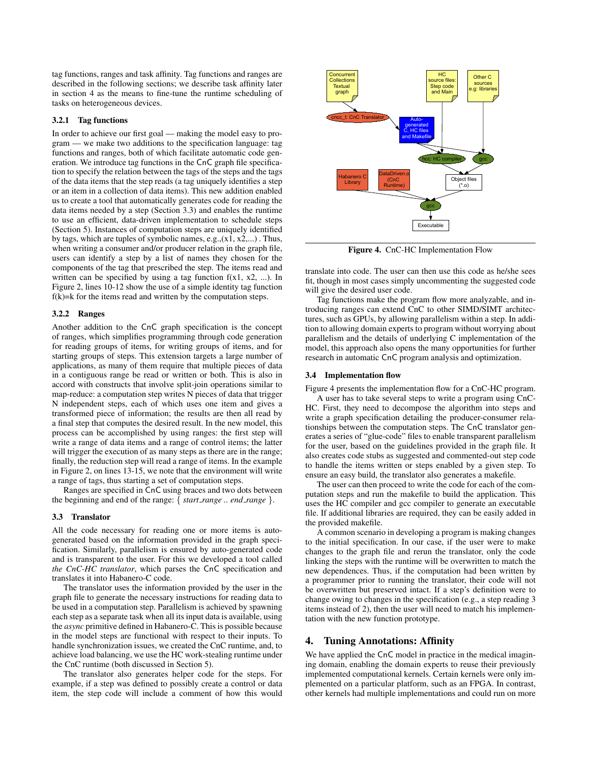tag functions, ranges and task affinity. Tag functions and ranges are described in the following sections; we describe task affinity later in section 4 as the means to fine-tune the runtime scheduling of tasks on heterogeneous devices.

#### 3.2.1 Tag functions

In order to achieve our first goal — making the model easy to program — we make two additions to the specification language: tag functions and ranges, both of which facilitate automatic code generation. We introduce tag functions in the CnC graph file specification to specify the relation between the tags of the steps and the tags of the data items that the step reads (a tag uniquely identifies a step or an item in a collection of data items). This new addition enabled us to create a tool that automatically generates code for reading the data items needed by a step (Section 3.3) and enables the runtime to use an efficient, data-driven implementation to schedule steps (Section 5). Instances of computation steps are uniquely identified by tags, which are tuples of symbolic names, e.g.,(x1, x2,...) . Thus, when writing a consumer and/or producer relation in the graph file, users can identify a step by a list of names they chosen for the components of the tag that prescribed the step. The items read and written can be specified by using a tag function f(x1, x2, ...). In Figure 2, lines 10-12 show the use of a simple identity tag function f(k)=k for the items read and written by the computation steps.

#### 3.2.2 Ranges

Another addition to the CnC graph specification is the concept of ranges, which simplifies programming through code generation for reading groups of items, for writing groups of items, and for starting groups of steps. This extension targets a large number of applications, as many of them require that multiple pieces of data in a contiguous range be read or written or both. This is also in accord with constructs that involve split-join operations similar to map-reduce: a computation step writes N pieces of data that trigger N independent steps, each of which uses one item and gives a transformed piece of information; the results are then all read by a final step that computes the desired result. In the new model, this process can be accomplished by using ranges: the first step will write a range of data items and a range of control items; the latter will trigger the execution of as many steps as there are in the range; finally, the reduction step will read a range of items. In the example in Figure 2, on lines 13-15, we note that the environment will write a range of tags, thus starting a set of computation steps.

Ranges are specified in CnC using braces and two dots between the beginning and end of the range: { *start_range* .. *end_range* }.

### 3.3 Translator

All the code necessary for reading one or more items is auto-generated based on the information provided in the graph specification. Similarly, parallelism is ensured by auto-generated code and is transparent to the user. For this we developed a tool called *the CnC-HC translator*, which parses the CnC specification and translates it into Habanero-C code.

The translator uses the information provided by the user in the graph file to generate the necessary instructions for reading data to be used in a computation step. Parallelism is achieved by spawning each step as a separate task when all its input data is available, using the *async* primitive defined in Habanero-C. This is possible because in the model steps are functional with respect to their inputs. To handle synchronization issues, we created the CnC runtime, and, to achieve load balancing, we use the HC work-stealing runtime under the CnC runtime (both discussed in Section 5).

The translator also generates helper code for the steps. For example, if a step was defined to possibly create a control or data item, the step code will include a comment of how this would translate into code. The user can then use this code as he/she sees fit, though in most cases simply uncommenting the suggested code will give the desired user code.

Tag functions make the program flow more analyzable, and introducing ranges can extend CnC to other SIMD/SIMT architectures, such as GPUs, by allowing parallelism within a step. In addition to allowing domain experts to program without worrying about parallelism and the details of underlying C implementation of the model, this approach also opens the many opportunities for further research in automatic CnC program analysis and optimization.

**Figure 4.** CnC-HC Implementation Flow

### 3.4 Implementation flow

Figure 4 presents the implementation flow for a CnC-HC program.

A user has to take several steps to write a program using CnC-HC. First, they need to decompose the algorithm into steps and write a graph specification detailing the producer-consumer relationships between the computation steps. The CnC translator generates a series of "glue-code" files to enable transparent parallelism for the user, based on the guidelines provided in the graph file. It also creates code stubs as suggested and commented-out step code to handle the items written or steps enabled by a given step. To ensure an easy build, the translator also generates a makefile.

The user can then proceed to write the code for each of the computation steps and run the makefile to build the application. This uses the HC compiler and gcc compiler to generate an executable file. If additional libraries are required, they can be easily added in the provided makefile.

A common scenario in developing a program is making changes to the initial specification. In our case, if the user were to make changes to the graph file and rerun the translator, only the code linking the steps with the runtime will be overwritten to match the new dependences. Thus, if the computation had been written by a programmer prior to running the translator, their code will not be overwritten but preserved intact. If a step's definition were to change owing to changes in the specification (e.g., a step reading 3 items instead of 2), then the user will need to match his implementation with the new function prototype.

## 4. Tuning Annotations: Affinity

We have applied the CnC model in practice in the medical imaging domain, enabling the domain experts to reuse their previously implemented computational kernels. Certain kernels were only implemented on a particular platform, such as an FPGA. In contrast, other kernels had multiple implementations and could run on more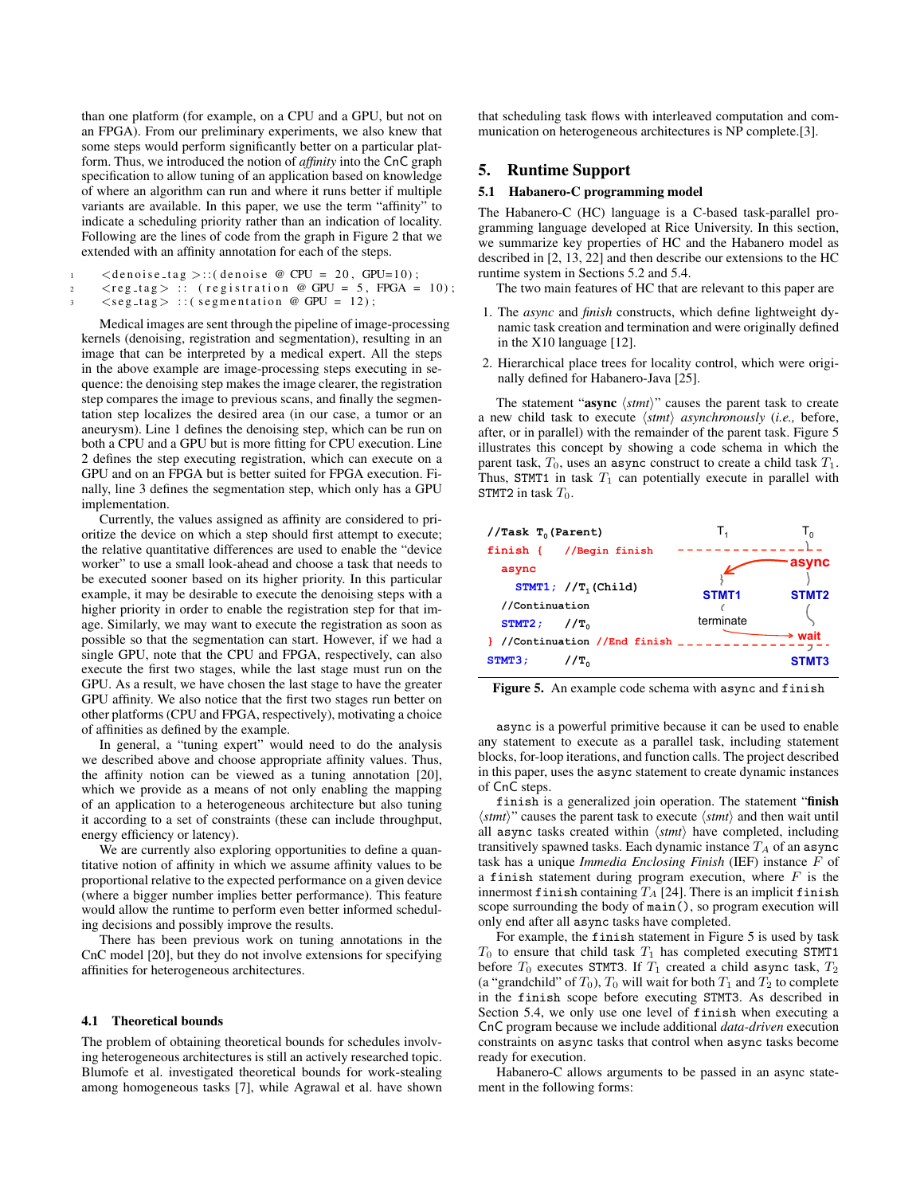than one platform (for example, on a CPU and a GPU, but not on an FPGA). From our preliminary experiments, we also knew that some steps would perform significantly better on a particular platform. Thus, we introduced the notion of *affinity* into the CnC graph specification to allow tuning of an application based on knowledge of where an algorithm can run and where it runs better if multiple variants are available. In this paper, we use the term "affinity" to indicate a scheduling priority rather than an indication of locality. Following are the lines of code from the graph in Figure 2 that we extended with an affinity annotation for each of the steps.

```
1   <denoise_tag >::(denoise @ CPU = 20, GPU=10);
2   <reg_tag> :: (registration @ GPU = 5, FPGA = 10);
3   <seg_tag> ::(segmentation @ GPU = 12);
```

Medical images are sent through the pipeline of image-processing kernels (denoising, registration and segmentation), resulting in an image that can be interpreted by a medical expert. All the steps in the above example are image-processing steps executing in sequence: the denoising step makes the image clearer, the registration step compares the image to previous scans, and finally the segmentation step localizes the desired area (in our case, a tumor or an aneurysm). Line 1 defines the denoising step, which can be run on both a CPU and a GPU but is more fitting for CPU execution. Line 2 defines the step executing registration, which can execute on a GPU and on an FPGA but is better suited for FPGA execution. Finally, line 3 defines the segmentation step, which only has a GPU implementation.

Currently, the values assigned as affinity are considered to prioritize the device on which a step should first attempt to execute; the relative quantitative differences are used to enable the "device worker" to use a small look-ahead and choose a task that needs to be executed sooner based on its higher priority. In this particular example, it may be desirable to execute the denoising steps with a higher priority in order to enable the registration step for that image. Similarly, we may want to execute the registration as soon as possible so that the segmentation can start. However, if we had a single GPU, note that the CPU and FPGA, respectively, can also execute the first two stages, while the last stage must run on the GPU. As a result, we have chosen the last stage to have the greater GPU affinity. We also notice that the first two stages run better on other platforms (CPU and FPGA, respectively), motivating a choice of affinities as defined by the example.

In general, a "tuning expert" would need to do the analysis we described above and choose appropriate affinity values. Thus, the affinity notion can be viewed as a tuning annotation [20], which we provide as a means of not only enabling the mapping of an application to a heterogeneous architecture but also tuning it according to a set of constraints (these can include throughput, energy efficiency or latency).

We are currently also exploring opportunities to define a quantitative notion of affinity in which we assume affinity values to be proportional relative to the expected performance on a given device (where a bigger number implies better performance). This feature would allow the runtime to perform even better informed scheduling decisions and possibly improve the results.

There has been previous work on tuning annotations in the CnC model [20], but they do not involve extensions for specifying affinities for heterogeneous architectures.

### 4.1 Theoretical bounds

The problem of obtaining theoretical bounds for schedules involving heterogeneous architectures is still an actively researched topic. Blumofe et al. investigated theoretical bounds for work-stealing among homogeneous tasks [7], while Agrawal et al. have shown that scheduling task flows with interleaved computation and communication on heterogeneous architectures is NP complete.[3].

## 5. Runtime Support

### 5.1 Habanero-C programming model

The Habanero-C (HC) language is a C-based task-parallel programming language developed at Rice University. In this section, we summarize key properties of HC and the Habanero model as described in [2, 13, 22] and then describe our extensions to the HC runtime system in Sections 5.2 and 5.4.

The two main features of HC that are relevant to this paper are

1. The *async* and *finish* constructs, which define lightweight dynamic task creation and termination and were originally defined in the X10 language [12].
2. Hierarchical place trees for locality control, which were originally defined for Habanero-Java [25].

The statement "**async** ⟨*stmt*⟩" causes the parent task to create a new child task to execute ⟨*stmt*⟩ *asynchronously* (*i.e.,* before, after, or in parallel) with the remainder of the parent task. Figure 5 illustrates this concept by showing a code schema in which the parent task, $T_0$, uses an `async` construct to create a child task $T_1$. Thus, `STMT1` in task $T_1$ can potentially execute in parallel with `STMT2` in task $T_0$.

```
//Task T0(Parent)
finish {    //Begin finish
  async
    STMT1;  //T1(Child)
  //Continuation
  STMT2;    //T0
} //Continuation //End finish
STMT3;      //T0
```

**Figure 5.** An example code schema with `async` and `finish`

`async` is a powerful primitive because it can be used to enable any statement to execute as a parallel task, including statement blocks, for-loop iterations, and function calls. The project described in this paper, uses the `async` statement to create dynamic instances of CnC steps.

`finish` is a generalized join operation. The statement "**finish** ⟨*stmt*⟩" causes the parent task to execute ⟨*stmt*⟩ and then wait until all `async` tasks created within ⟨*stmt*⟩ have completed, including transitively spawned tasks. Each dynamic instance $T_A$ of an `async` task has a unique *Immedia Enclosing Finish* (IEF) instance $F$ of a `finish` statement during program execution, where $F$ is the innermost `finish` containing $T_A$ [24]. There is an implicit `finish` scope surrounding the body of `main()`, so program execution will only end after all `async` tasks have completed.

For example, the `finish` statement in Figure 5 is used by task $T_0$ to ensure that child task $T_1$ has completed executing `STMT1` before $T_0$ executes `STMT3`. If $T_1$ created a child `async` task, $T_2$ (a "grandchild" of $T_0$), $T_0$ will wait for both $T_1$ and $T_2$ to complete in the `finish` scope before executing `STMT3`. As described in Section 5.4, we only use one level of `finish` when executing a CnC program because we include additional *data-driven* execution constraints on `async` tasks that control when `async` tasks become ready for execution.

Habanero-C allows arguments to be passed in an async statement in the following forms: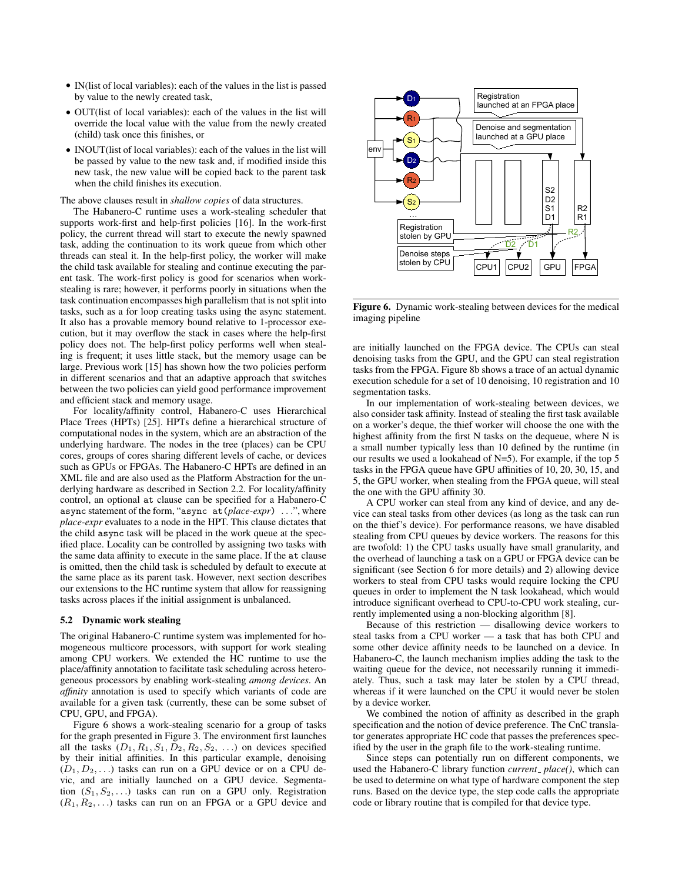- IN(list of local variables): each of the values in the list is passed by value to the newly created task,
- OUT(list of local variables): each of the values in the list will override the local value with the value from the newly created (child) task once this finishes, or
- INOUT(list of local variables): each of the values in the list will be passed by value to the new task and, if modified inside this new task, the new value will be copied back to the parent task when the child finishes its execution.

The above clauses result in *shallow copies* of data structures.

The Habanero-C runtime uses a work-stealing scheduler that supports work-first and help-first policies [16]. In the work-first policy, the current thread will start to execute the newly spawned task, adding the continuation to its work queue from which other threads can steal it. In the help-first policy, the worker will make the child task available for stealing and continue executing the parent task. The work-first policy is good for scenarios when work-stealing is rare; however, it performs poorly in situations when the task continuation encompasses high parallelism that is not split into tasks, such as a for loop creating tasks using the async statement. It also has a provable memory bound relative to 1-processor execution, but it may overflow the stack in cases where the help-first policy does not. The help-first policy performs well when stealing is frequent; it uses little stack, but the memory usage can be large. Previous work [15] has shown how the two policies perform in different scenarios and that an adaptive approach that switches between the two policies can yield good performance improvement and efficient stack and memory usage.

For locality/affinity control, Habanero-C uses Hierarchical Place Trees (HPTs) [25]. HPTs define a hierarchical structure of computational nodes in the system, which are an abstraction of the underlying hardware. The nodes in the tree (places) can be CPU cores, groups of cores sharing different levels of cache, or devices such as GPUs or FPGAs. The Habanero-C HPTs are defined in an XML file and are also used as the Platform Abstraction for the underlying hardware as described in Section 2.2. For locality/affinity control, an optional `at` clause can be specified for a Habanero-C `async` statement of the form, "`async at(`*place-expr*`)` ...", where *place-expr* evaluates to a node in the HPT. This clause dictates that the child `async` task will be placed in the work queue at the specified place. Locality can be controlled by assigning two tasks with the same data affinity to execute in the same place. If the `at` clause is omitted, then the child task is scheduled by default to execute at the same place as its parent task. However, next section describes our extensions to the HC runtime system that allow for reassigning tasks across places if the initial assignment is unbalanced.

### 5.2 Dynamic work stealing

The original Habanero-C runtime system was implemented for homogeneous multicore processors, with support for work stealing among CPU workers. We extended the HC runtime to use the place/affinity annotation to facilitate task scheduling across heterogeneous processors by enabling work-stealing *among devices*. An *affinity* annotation is used to specify which variants of code are available for a given task (currently, these can be some subset of CPU, GPU, and FPGA).

Figure 6 shows a work-stealing scenario for a group of tasks for the graph presented in Figure 3. The environment first launches all the tasks ($D_1, R_1, S_1, D_2, R_2, S_2, \ldots$) on devices specified by their initial affinities. In this particular example, denoising ($D_1, D_2, \ldots$) tasks can run on a GPU device or on a CPU devic, and are initially launched on a GPU device. Segmentation ($S_1, S_2, \ldots$) tasks can run on a GPU only. Registration ($R_1, R_2, \ldots$) tasks can run on an FPGA or a GPU device and are initially launched on the FPGA device. The CPUs can steal denoising tasks from the GPU, and the GPU can steal registration tasks from the FPGA. Figure 8b shows a trace of an actual dynamic execution schedule for a set of 10 denoising, 10 registration and 10 segmentation tasks.

**Figure 6.** Dynamic work-stealing between devices for the medical imaging pipeline

In our implementation of work-stealing between devices, we also consider task affinity. Instead of stealing the first task available on a worker's deque, the thief worker will choose the one with the highest affinity from the first N tasks on the dequeue, where N is a small number typically less than 10 defined by the runtime (in our results we used a lookahead of N=5). For example, if the top 5 tasks in the FPGA queue have GPU affinities of 10, 20, 30, 15, and 5, the GPU worker, when stealing from the FPGA queue, will steal the one with the GPU affinity 30.

A CPU worker can steal from any kind of device, and any device can steal tasks from other devices (as long as the task can run on the thief's device). For performance reasons, we have disabled stealing from CPU queues by device workers. The reasons for this are twofold: 1) the CPU tasks usually have small granularity, and the overhead of launching a task on a GPU or FPGA device can be significant (see Section 6 for more details) and 2) allowing device workers to steal from CPU tasks would require locking the CPU queues in order to implement the N task lookahead, which would introduce significant overhead to CPU-to-CPU work stealing, currently implemented using a non-blocking algorithm [8].

Because of this restriction — disallowing device workers to steal tasks from a CPU worker — a task that has both CPU and some other device affinity needs to be launched on a device. In Habanero-C, the launch mechanism implies adding the task to the waiting queue for the device, not necessarily running it immediately. Thus, such a task may later be stolen by a CPU thread, whereas if it were launched on the CPU it would never be stolen by a device worker.

We combined the notion of affinity as described in the graph specification and the notion of device preference. The CnC translator generates appropriate HC code that passes the preferences specified by the user in the graph file to the work-stealing runtime.

Since steps can potentially run on different components, we used the Habanero-C library function *current_place()*, which can be used to determine on what type of hardware component the step runs. Based on the device type, the step code calls the appropriate code or library routine that is compiled for that device type.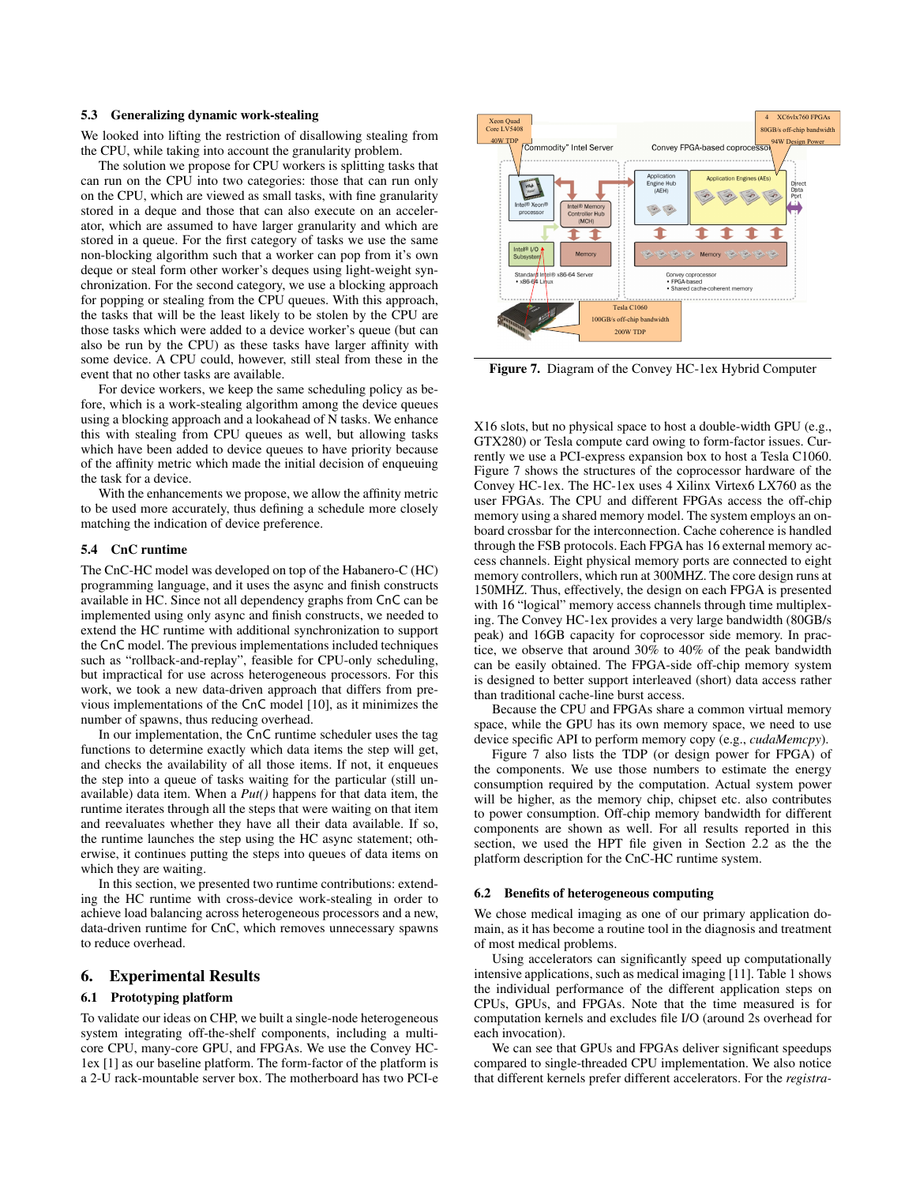### 5.3 Generalizing dynamic work-stealing

We looked into lifting the restriction of disallowing stealing from the CPU, while taking into account the granularity problem.

The solution we propose for CPU workers is splitting tasks that can run on the CPU into two categories: those that can run only on the CPU, which are viewed as small tasks, with fine granularity stored in a deque and those that can also execute on an accelerator, which are assumed to have larger granularity and which are stored in a queue. For the first category of tasks we use the same non-blocking algorithm such that a worker can pop from it's own deque or steal form other worker's deques using light-weight synchronization. For the second category, we use a blocking approach for popping or stealing from the CPU queues. With this approach, the tasks that will be the least likely to be stolen by the CPU are those tasks which were added to a device worker's queue (but can also be run by the CPU) as these tasks have larger affinity with some device. A CPU could, however, still steal from these in the event that no other tasks are available.

For device workers, we keep the same scheduling policy as before, which is a work-stealing algorithm among the device queues using a blocking approach and a lookahead of N tasks. We enhance this with stealing from CPU queues as well, but allowing tasks which have been added to device queues to have priority because of the affinity metric which made the initial decision of enqueuing the task for a device.

With the enhancements we propose, we allow the affinity metric to be used more accurately, thus defining a schedule more closely matching the indication of device preference.

### 5.4 CnC runtime

The CnC-HC model was developed on top of the Habanero-C (HC) programming language, and it uses the async and finish constructs available in HC. Since not all dependency graphs from CnC can be implemented using only async and finish constructs, we needed to extend the HC runtime with additional synchronization to support the CnC model. The previous implementations included techniques such as "rollback-and-replay", feasible for CPU-only scheduling, but impractical for use across heterogeneous processors. For this work, we took a new data-driven approach that differs from previous implementations of the CnC model [10], as it minimizes the number of spawns, thus reducing overhead.

In our implementation, the CnC runtime scheduler uses the tag functions to determine exactly which data items the step will get, and checks the availability of all those items. If not, it enqueues the step into a queue of tasks waiting for the particular (still unavailable) data item. When a *Put()* happens for that data item, the runtime iterates through all the steps that were waiting on that item and reevaluates whether they have all their data available. If so, the runtime launches the step using the HC async statement; otherwise, it continues putting the steps into queues of data items on which they are waiting.

In this section, we presented two runtime contributions: extending the HC runtime with cross-device work-stealing in order to achieve load balancing across heterogeneous processors and a new, data-driven runtime for CnC, which removes unnecessary spawns to reduce overhead.

## 6. Experimental Results

### 6.1 Prototyping platform

To validate our ideas on CHP, we built a single-node heterogeneous system integrating off-the-shelf components, including a multi-core CPU, many-core GPU, and FPGAs. We use the Convey HC-1ex [1] as our baseline platform. The form-factor of the platform is a 2-U rack-mountable server box. The motherboard has two PCI-e X16 slots, but no physical space to host a double-width GPU (e.g., GTX280) or Tesla compute card owing to form-factor issues. Currently we use a PCI-express expansion box to host a Tesla C1060. Figure 7 shows the structures of the coprocessor hardware of the Convey HC-1ex. The HC-1ex uses 4 Xilinx Virtex6 LX760 as the user FPGAs. The CPU and different FPGAs access the off-chip memory using a shared memory model. The system employs an on-board crossbar for the interconnection. Cache coherence is handled through the FSB protocols. Each FPGA has 16 external memory access channels. Eight physical memory ports are connected to eight memory controllers, which run at 300MHZ. The core design runs at 150MHZ. Thus, effectively, the design on each FPGA is presented with 16 "logical" memory access channels through time multiplexing. The Convey HC-1ex provides a very large bandwidth (80GB/s peak) and 16GB capacity for coprocessor side memory. In practice, we observe that around 30% to 40% of the peak bandwidth can be easily obtained. The FPGA-side off-chip memory system is designed to better support interleaved (short) data access rather than traditional cache-line burst access.

**Figure 7.** Diagram of the Convey HC-1ex Hybrid Computer

Because the CPU and FPGAs share a common virtual memory space, while the GPU has its own memory space, we need to use device specific API to perform memory copy (e.g., *cudaMemcpy*).

Figure 7 also lists the TDP (or design power for FPGA) of the components. We use those numbers to estimate the energy consumption required by the computation. Actual system power will be higher, as the memory chip, chipset etc. also contributes to power consumption. Off-chip memory bandwidth for different components are shown as well. For all results reported in this section, we used the HPT file given in Section 2.2 as the the platform description for the CnC-HC runtime system.

### 6.2 Benefits of heterogeneous computing

We chose medical imaging as one of our primary application domain, as it has become a routine tool in the diagnosis and treatment of most medical problems.

Using accelerators can significantly speed up computationally intensive applications, such as medical imaging [11]. Table 1 shows the individual performance of the different application steps on CPUs, GPUs, and FPGAs. Note that the time measured is for computation kernels and excludes file I/O (around 2s overhead for each invocation).

We can see that GPUs and FPGAs deliver significant speedups compared to single-threaded CPU implementation. We also notice that different kernels prefer different accelerators. For the *registra-*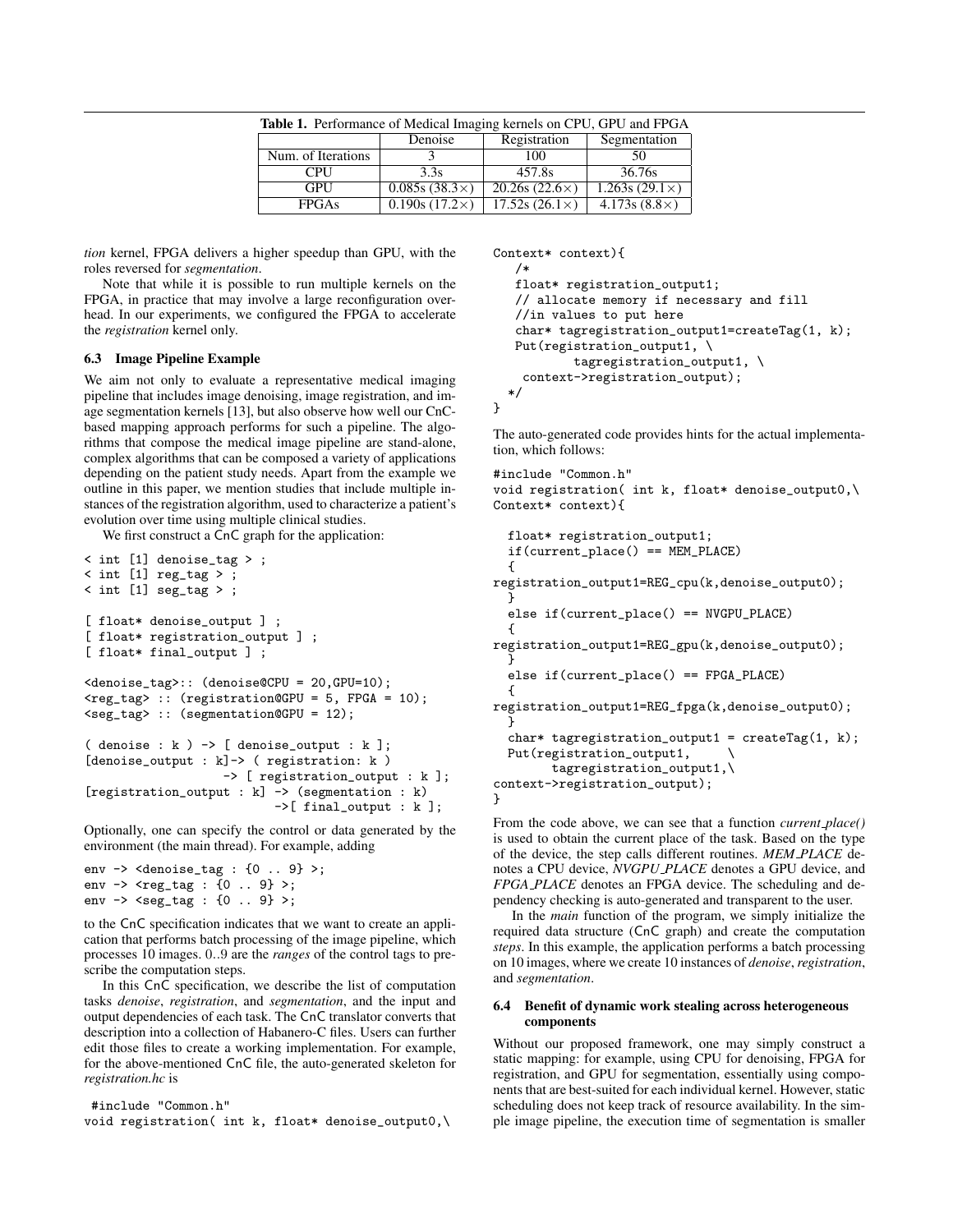**Table 1.** Performance of Medical Imaging kernels on CPU, GPU and FPGA

| | Denoise | Registration | Segmentation |
|---|---|---|---|
| Num. of Iterations | 3 | 100 | 50 |
| CPU | 3.3s | 457.8s | 36.76s |
| GPU | 0.085s (38.3×) | 20.26s (22.6×) | 1.263s (29.1×) |
| FPGAs | 0.190s (17.2×) | 17.52s (26.1×) | 4.173s (8.8×) |

*tion* kernel, FPGA delivers a higher speedup than GPU, with the roles reversed for *segmentation*.

Note that while it is possible to run multiple kernels on the FPGA, in practice that may involve a large reconfiguration overhead. In our experiments, we configured the FPGA to accelerate the *registration* kernel only.

### 6.3 Image Pipeline Example

We aim not only to evaluate a representative medical imaging pipeline that includes image denoising, image registration, and image segmentation kernels [13], but also observe how well our CnC-based mapping approach performs for such a pipeline. The algorithms that compose the medical image pipeline are stand-alone, complex algorithms that can be composed a variety of applications depending on the patient study needs. Apart from the example we outline in this paper, we mention studies that include multiple instances of the registration algorithm, used to characterize a patient's evolution over time using multiple clinical studies.

We first construct a CnC graph for the application:

```
< int [1] denoise_tag > ;
< int [1] reg_tag > ;
< int [1] seg_tag > ;

[ float* denoise_output ] ;
[ float* registration_output ] ;
[ float* final_output ] ;

<denoise_tag>:: (denoise@CPU = 20,GPU=10);
<reg_tag> :: (registration@GPU = 5, FPGA = 10);
<seg_tag> :: (segmentation@GPU = 12);

( denoise : k ) -> [ denoise_output : k ];
[denoise_output : k]-> ( registration: k )
                   -> [ registration_output : k ];
[registration_output : k] -> (segmentation : k)
                           ->[ final_output : k ];
```

Optionally, one can specify the control or data generated by the environment (the main thread). For example, adding

```
env -> <denoise_tag : {0 .. 9} >;
env -> <reg_tag : {0 .. 9} >;
env -> <seg_tag : {0 .. 9} >;
```

to the CnC specification indicates that we want to create an application that performs batch processing of the image pipeline, which processes 10 images. $0..9$ are the *ranges* of the control tags to prescribe the computation steps.

In this CnC specification, we describe the list of computation tasks *denoise*, *registration*, and *segmentation*, and the input and output dependencies of each task. The CnC translator converts that description into a collection of Habanero-C files. Users can further edit those files to create a working implementation. For example, for the above-mentioned CnC file, the auto-generated skeleton for *registration.hc* is

```
 #include "Common.h"
void registration( int k, float* denoise_output0,\
Context* context){
   /*
   float* registration_output1;
   // allocate memory if necessary and fill
   //in values to put here
   char* tagregistration_output1=createTag(1, k);
   Put(registration_output1, \
          tagregistration_output1, \
    context->registration_output);
  */
}
```

The auto-generated code provides hints for the actual implementation, which follows:

```
#include "Common.h"
void registration( int k, float* denoise_output0,\
Context* context){

  float* registration_output1;
  if(current_place() == MEM_PLACE)
  {
registration_output1=REG_cpu(k,denoise_output0);
  }
  else if(current_place() == NVGPU_PLACE)
  {
registration_output1=REG_gpu(k,denoise_output0);
  }
  else if(current_place() == FPGA_PLACE)
  {
registration_output1=REG_fpga(k,denoise_output0);
  }
  char* tagregistration_output1 = createTag(1, k);
  Put(registration_output1,     \
        tagregistration_output1,\
context->registration_output);
}
```

From the code above, we can see that a function *current_place()* is used to obtain the current place of the task. Based on the type of the device, the step calls different routines. *MEM_PLACE* denotes a CPU device, *NVGPU_PLACE* denotes a GPU device, and *FPGA_PLACE* denotes an FPGA device. The scheduling and dependency checking is auto-generated and transparent to the user.

In the *main* function of the program, we simply initialize the required data structure (CnC graph) and create the computation *steps*. In this example, the application performs a batch processing on 10 images, where we create 10 instances of *denoise*, *registration*, and *segmentation*.

### 6.4 Benefit of dynamic work stealing across heterogeneous components

Without our proposed framework, one may simply construct a static mapping: for example, using CPU for denoising, FPGA for registration, and GPU for segmentation, essentially using components that are best-suited for each individual kernel. However, static scheduling does not keep track of resource availability. In the simple image pipeline, the execution time of segmentation is smaller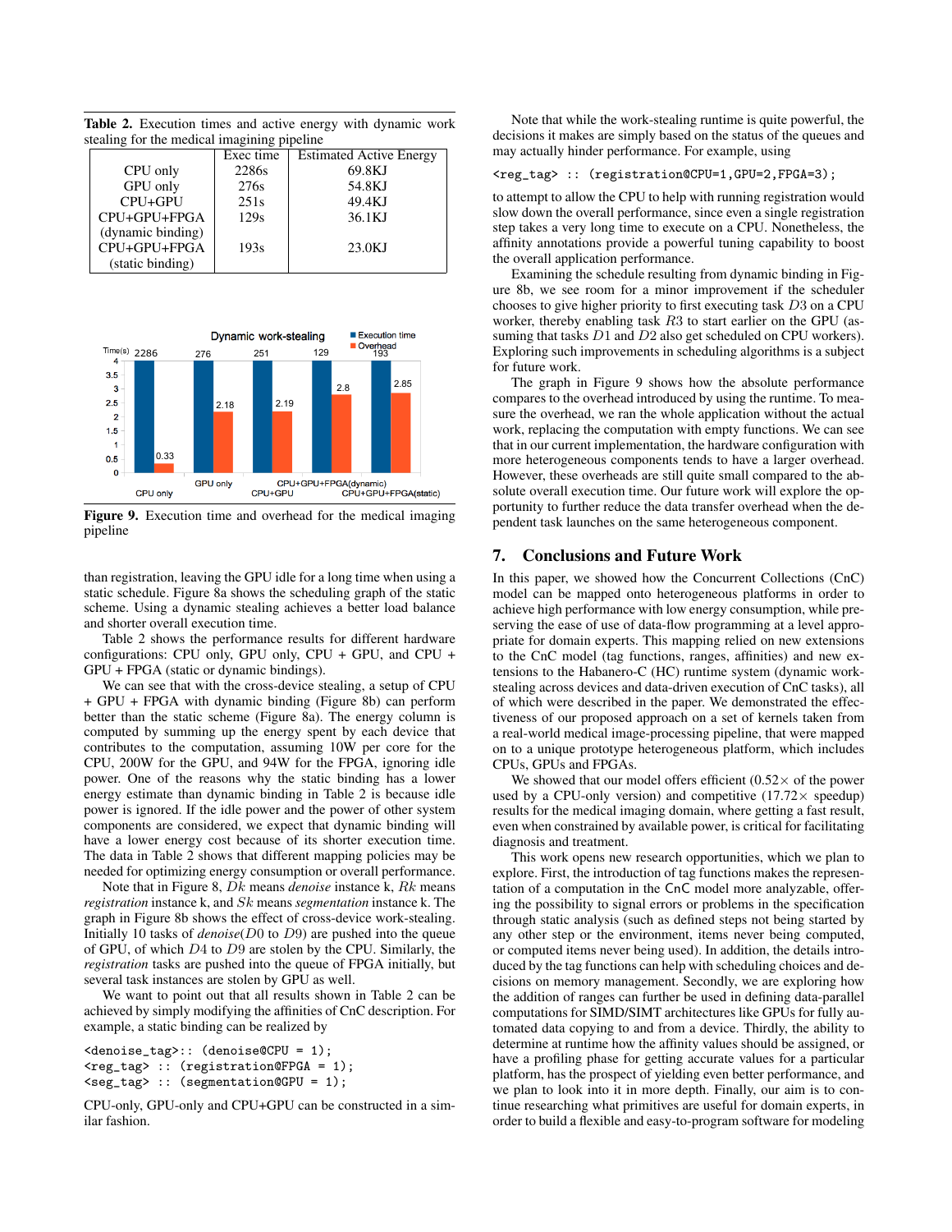**Table 2.** Execution times and active energy with dynamic work stealing for the medical imaging pipeline

| | Exec time | Estimated Active Energy |
|---|---|---|
| CPU only | 2286s | 69.8KJ |
| GPU only | 276s | 54.8KJ |
| CPU+GPU | 251s | 49.4KJ |
| CPU+GPU+FPGA (dynamic binding) | 129s | 36.1KJ |
| CPU+GPU+FPGA (static binding) | 193s | 23.0KJ |

**Figure 9.** Execution time and overhead for the medical imaging pipeline

than registration, leaving the GPU idle for a long time when using a static schedule. Figure 8a shows the scheduling graph of the static scheme. Using a dynamic stealing achieves a better load balance and shorter overall execution time.

Table 2 shows the performance results for different hardware configurations: CPU only, GPU only, CPU + GPU, and CPU + GPU + FPGA (static or dynamic bindings).

We can see that with the cross-device stealing, a setup of CPU + GPU + FPGA with dynamic binding (Figure 8b) can perform better than the static scheme (Figure 8a). The energy column is computed by summing up the energy spent by each device that contributes to the computation, assuming 10W per core for the CPU, 200W for the GPU, and 94W for the FPGA, ignoring idle power. One of the reasons why the static binding has a lower energy estimate than dynamic binding in Table 2 is because idle power is ignored. If the idle power and the power of other system components are considered, we expect that dynamic binding will have a lower energy cost because of its shorter execution time. The data in Table 2 shows that different mapping policies may be needed for optimizing energy consumption or overall performance.

Note that in Figure 8, $Dk$ means *denoise* instance k, $Rk$ means *registration* instance k, and $Sk$ means *segmentation* instance k. The graph in Figure 8b shows the effect of cross-device work-stealing. Initially 10 tasks of *denoise*($D0$ to $D9$) are pushed into the queue of GPU, of which $D4$ to $D9$ are stolen by the CPU. Similarly, the *registration* tasks are pushed into the queue of FPGA initially, but several task instances are stolen by GPU as well.

We want to point out that all results shown in Table 2 can be achieved by simply modifying the affinities of CnC description. For example, a static binding can be realized by

```
<denoise_tag>:: (denoise@CPU = 1);
<reg_tag> :: (registration@FPGA = 1);
<seg_tag> :: (segmentation@GPU = 1);
```

CPU-only, GPU-only and CPU+GPU can be constructed in a similar fashion.

Note that while the work-stealing runtime is quite powerful, the decisions it makes are simply based on the status of the queues and may actually hinder performance. For example, using

```
<reg_tag> :: (registration@CPU=1,GPU=2,FPGA=3);
```

to attempt to allow the CPU to help with running registration would slow down the overall performance, since even a single registration step takes a very long time to execute on a CPU. Nonetheless, the affinity annotations provide a powerful tuning capability to boost the overall application performance.

Examining the schedule resulting from dynamic binding in Figure 8b, we see room for a minor improvement if the scheduler chooses to give higher priority to first executing task $D3$ on a CPU worker, thereby enabling task $R3$ to start earlier on the GPU (assuming that tasks $D1$ and $D2$ also get scheduled on CPU workers). Exploring such improvements in scheduling algorithms is a subject for future work.

The graph in Figure 9 shows how the absolute performance compares to the overhead introduced by using the runtime. To measure the overhead, we ran the whole application without the actual work, replacing the computation with empty functions. We can see that in our current implementation, the hardware configuration with more heterogeneous components tends to have a larger overhead. However, these overheads are still quite small compared to the absolute overall execution time. Our future work will explore the opportunity to further reduce the data transfer overhead when the dependent task launches on the same heterogeneous component.

## 7. Conclusions and Future Work

In this paper, we showed how the Concurrent Collections (CnC) model can be mapped onto heterogeneous platforms in order to achieve high performance with low energy consumption, while preserving the ease of use of data-flow programming at a level appropriate for domain experts. This mapping relied on new extensions to the CnC model (tag functions, ranges, affinities) and new extensions to the Habanero-C (HC) runtime system (dynamic work-stealing across devices and data-driven execution of CnC tasks), all of which were described in the paper. We demonstrated the effectiveness of our proposed approach on a set of kernels taken from a real-world medical image-processing pipeline, that were mapped on to a unique prototype heterogeneous platform, which includes CPUs, GPUs and FPGAs.

We showed that our model offers efficient ($0.52\times$ of the power used by a CPU-only version) and competitive ($17.72\times$ speedup) results for the medical imaging domain, where getting a fast result, even when constrained by available power, is critical for facilitating diagnosis and treatment.

This work opens new research opportunities, which we plan to explore. First, the introduction of tag functions makes the representation of a computation in the CnC model more analyzable, offering the possibility to signal errors or problems in the specification through static analysis (such as defined steps not being started by any other step or the environment, items never being computed, or computed items never being used). In addition, the details introduced by the tag functions can help with scheduling choices and decisions on memory management. Secondly, we are exploring how the addition of ranges can further be used in defining data-parallel computations for SIMD/SIMT architectures like GPUs for fully automated data copying to and from a device. Thirdly, the ability to determine at runtime how the affinity values should be assigned, or have a profiling phase for getting accurate values for a particular platform, has the prospect of yielding even better performance, and we plan to look into it in more depth. Finally, our aim is to continue researching what primitives are useful for domain experts, in order to build a flexible and easy-to-program software for modeling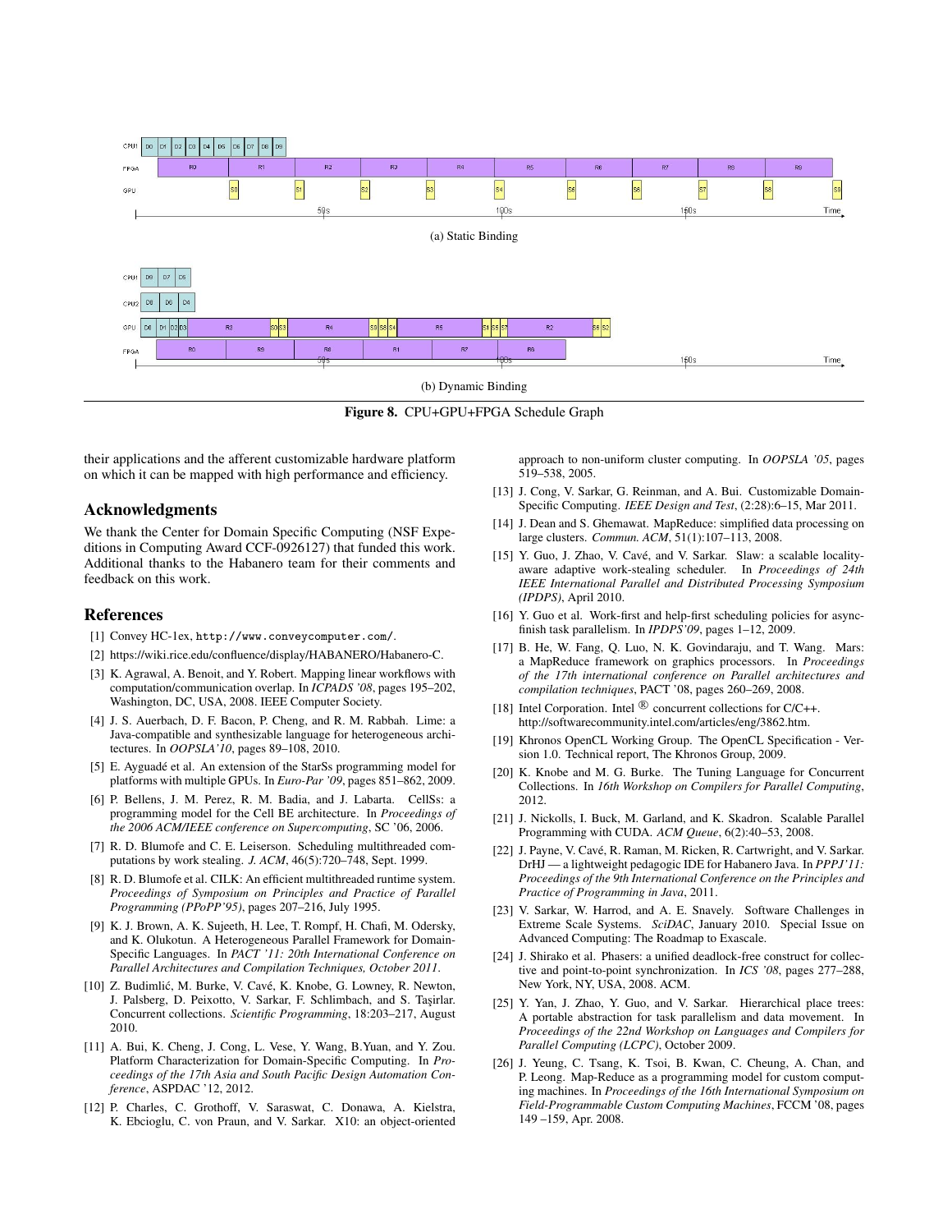CPU1 D0 D1 D2 D3 D4 D5 D6 D7 D8 D9

FPGA R0 R1 R2 R3 R4 R5 R6 R7 R8 R9

GPU S0 S1 S2 S3 S4 S5 S6 S7 S8 S9

50s 100s 150s Time

(a) Static Binding

CPU1 D9 D7 D5

CPU2 D8 D6 D4

GPU D0 D1 D2 D3 R3 S0 S3 R4 S9 S8 S4 R5 S1 S5 S7 R2 S6 S2

FPGA R0 R9 R8 R1 R7 R6

50s 100s 150s Time

(b) Dynamic Binding

**Figure 8.** CPU+GPU+FPGA Schedule Graph

their applications and the afferent customizable hardware platform on which it can be mapped with high performance and efficiency.

## Acknowledgments

We thank the Center for Domain Specific Computing (NSF Expeditions in Computing Award CCF-0926127) that funded this work. Additional thanks to the Habanero team for their comments and feedback on this work.

## References

[1] Convey HC-1ex, `http://www.conveycomputer.com/`.

[2] https://wiki.rice.edu/confluence/display/HABANERO/Habanero-C.

[3] K. Agrawal, A. Benoit, and Y. Robert. Mapping linear workflows with computation/communication overlap. In *ICPADS '08*, pages 195–202, Washington, DC, USA, 2008. IEEE Computer Society.

[4] J. S. Auerbach, D. F. Bacon, P. Cheng, and R. M. Rabbah. Lime: a Java-compatible and synthesizable language for heterogeneous architectures. In *OOPSLA'10*, pages 89–108, 2010.

[5] E. Ayguadé et al. An extension of the StarSs programming model for platforms with multiple GPUs. In *Euro-Par '09*, pages 851–862, 2009.

[6] P. Bellens, J. M. Perez, R. M. Badia, and J. Labarta. CellSs: a programming model for the Cell BE architecture. In *Proceedings of the 2006 ACM/IEEE conference on Supercomputing*, SC '06, 2006.

[7] R. D. Blumofe and C. E. Leiserson. Scheduling multithreaded computations by work stealing. *J. ACM*, 46(5):720–748, Sept. 1999.

[8] R. D. Blumofe et al. CILK: An efficient multithreaded runtime system. *Proceedings of Symposium on Principles and Practice of Parallel Programming (PPoPP'95)*, pages 207–216, July 1995.

[9] K. J. Brown, A. K. Sujeeth, H. Lee, T. Rompf, H. Chafi, M. Odersky, and K. Olukotun. A Heterogeneous Parallel Framework for Domain-Specific Languages. In *PACT '11: 20th International Conference on Parallel Architectures and Compilation Techniques, October 2011*.

[10] Z. Budimlić, M. Burke, V. Cavé, K. Knobe, G. Lowney, R. Newton, J. Palsberg, D. Peixotto, V. Sarkar, F. Schlimbach, and S. Taşirlar. Concurrent collections. *Scientific Programming*, 18:203–217, August 2010.

[11] A. Bui, K. Cheng, J. Cong, L. Vese, Y. Wang, B.Yuan, and Y. Zou. Platform Characterization for Domain-Specific Computing. In *Proceedings of the 17th Asia and South Pacific Design Automation Conference*, ASPDAC '12, 2012.

[12] P. Charles, C. Grothoff, V. Saraswat, C. Donawa, A. Kielstra, K. Ebcioglu, C. von Praun, and V. Sarkar. X10: an object-oriented approach to non-uniform cluster computing. In *OOPSLA '05*, pages 519–538, 2005.

[13] J. Cong, V. Sarkar, G. Reinman, and A. Bui. Customizable Domain-Specific Computing. *IEEE Design and Test*, (2:28):6–15, Mar 2011.

[14] J. Dean and S. Ghemawat. MapReduce: simplified data processing on large clusters. *Commun. ACM*, 51(1):107–113, 2008.

[15] Y. Guo, J. Zhao, V. Cavé, and V. Sarkar. Slaw: a scalable locality-aware adaptive work-stealing scheduler. In *Proceedings of 24th IEEE International Parallel and Distributed Processing Symposium (IPDPS)*, April 2010.

[16] Y. Guo et al. Work-first and help-first scheduling policies for async-finish task parallelism. In *IPDPS'09*, pages 1–12, 2009.

[17] B. He, W. Fang, Q. Luo, N. K. Govindaraju, and T. Wang. Mars: a MapReduce framework on graphics processors. In *Proceedings of the 17th international conference on Parallel architectures and compilation techniques*, PACT '08, pages 260–269, 2008.

[18] Intel Corporation. Intel ® concurrent collections for C/C++. http://softwarecommunity.intel.com/articles/eng/3862.htm.

[19] Khronos OpenCL Working Group. The OpenCL Specification - Version 1.0. Technical report, The Khronos Group, 2009.

[20] K. Knobe and M. G. Burke. The Tuning Language for Concurrent Collections. In *16th Workshop on Compilers for Parallel Computing*, 2012.

[21] J. Nickolls, I. Buck, M. Garland, and K. Skadron. Scalable Parallel Programming with CUDA. *ACM Queue*, 6(2):40–53, 2008.

[22] J. Payne, V. Cavé, R. Raman, M. Ricken, R. Cartwright, and V. Sarkar. DrHJ — a lightweight pedagogic IDE for Habanero Java. In *PPPJ'11: Proceedings of the 9th International Conference on the Principles and Practice of Programming in Java*, 2011.

[23] V. Sarkar, W. Harrod, and A. E. Snavely. Software Challenges in Extreme Scale Systems. *SciDAC*, January 2010. Special Issue on Advanced Computing: The Roadmap to Exascale.

[24] J. Shirako et al. Phasers: a unified deadlock-free construct for collective and point-to-point synchronization. In *ICS '08*, pages 277–288, New York, NY, USA, 2008. ACM.

[25] Y. Yan, J. Zhao, Y. Guo, and V. Sarkar. Hierarchical place trees: A portable abstraction for task parallelism and data movement. In *Proceedings of the 22nd Workshop on Languages and Compilers for Parallel Computing (LCPC)*, October 2009.

[26] J. Yeung, C. Tsang, K. Tsoi, B. Kwan, C. Cheung, A. Chan, and P. Leong. Map-Reduce as a programming model for custom computing machines. In *Proceedings of the 16th International Symposium on Field-Programmable Custom Computing Machines*, FCCM '08, pages 149 –159, Apr. 2008.